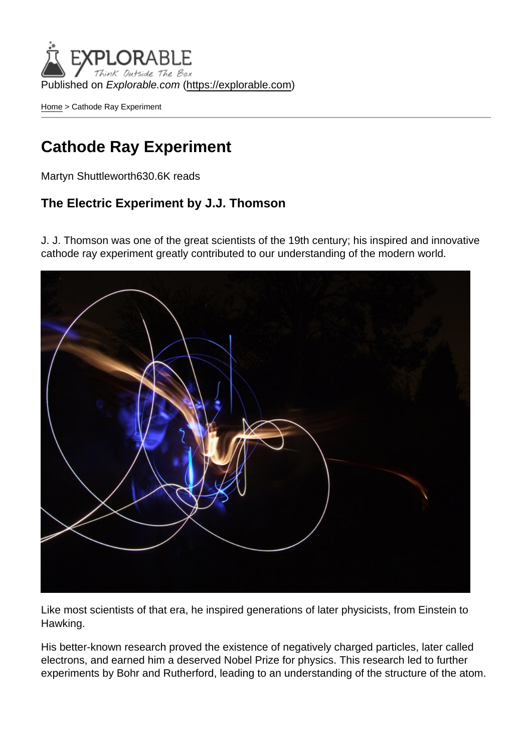Published on *Explorable.com* (https://explorable.com)

Home > Cathode Ray Experiment

# Cathode Ray Experiment

Martyn Shuttleworth630.6K reads

## The Electric Experiment by J.J. Thomson

J. J. Thomson was one of the great scientists of the 19th century; his inspired and innovative cathode ray experiment greatly contributed to our understanding of the modern world.

Like most scientists of that era, he inspired generations of later physicists, from Einstein to Hawking.

His better-known research proved the existence of negatively charged particles, later called electrons, and earned him a deserved Nobel Prize for physics. This research led to further experiments by Bohr and Rutherford, leading to an understanding of the structure of the atom.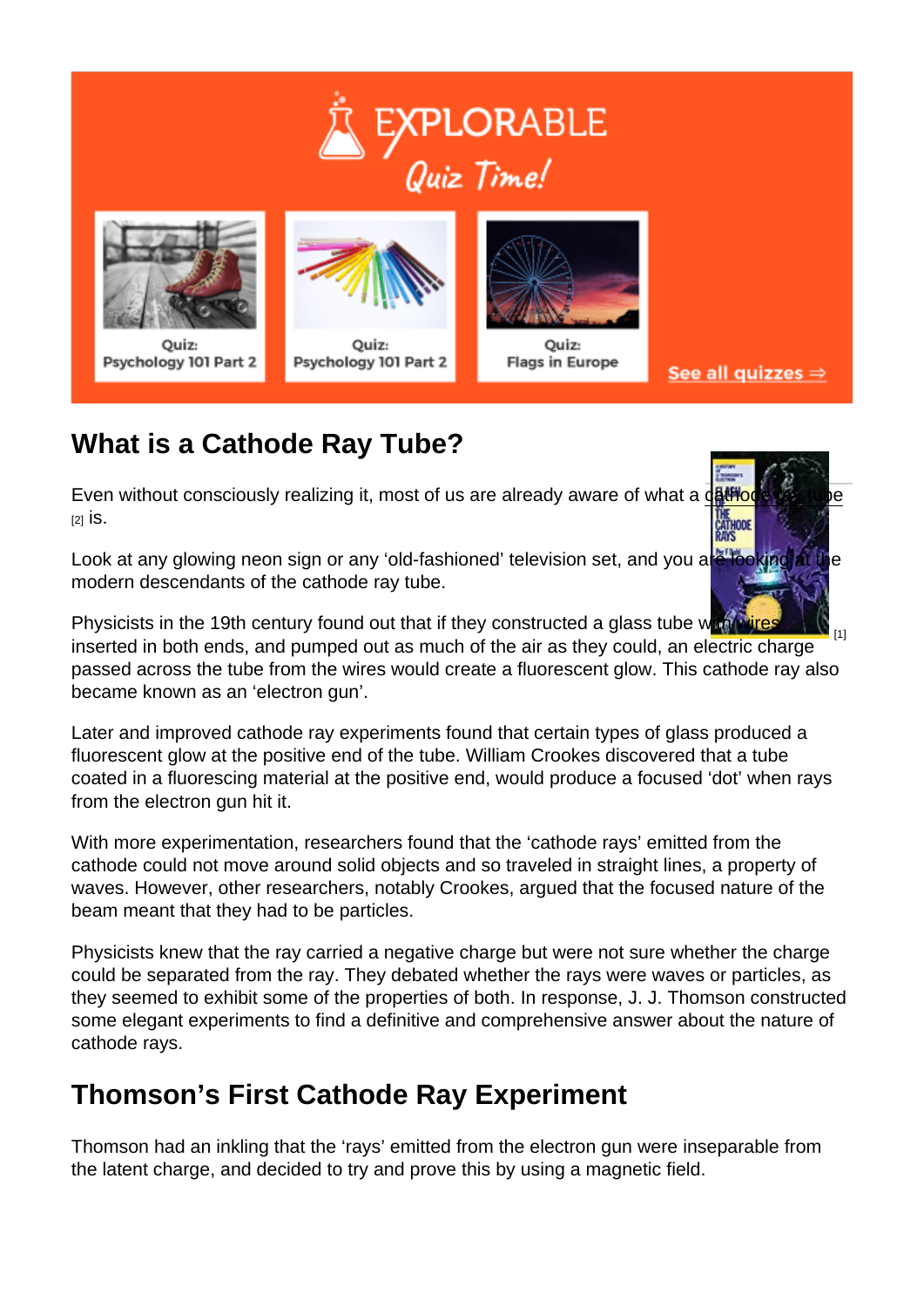## What is a Cathode Ray Tube?

Even without consciously realizing it, most of us are already aware of what a cathode ray tube [2] is.

Look at any glowing neon sign or any 'old-fashioned' television set, and you are looking at the modern descendants of the cathode ray tube.

Physicists in the 19th century found out that if they constructed a glass tube with wires [1] inserted in both ends, and pumped out as much of the air as they could, an electric charge passed across the tube from the wires would create a fluorescent glow. This cathode ray also became known as an 'electron gun'.

Later and improved cathode ray experiments found that certain types of glass produced a fluorescent glow at the positive end of the tube. William Crookes discovered that a tube coated in a fluorescing material at the positive end, would produce a focused 'dot' when rays from the electron gun hit it.

With more experimentation, researchers found that the 'cathode rays' emitted from the cathode could not move around solid objects and so traveled in straight lines, a property of waves. However, other researchers, notably Crookes, argued that the focused nature of the beam meant that they had to be particles.

Physicists knew that the ray carried a negative charge but were not sure whether the charge could be separated from the ray. They debated whether the rays were waves or particles, as they seemed to exhibit some of the properties of both. In response, J. J. Thomson constructed some elegant experiments to find a definitive and comprehensive answer about the nature of cathode rays.

## Thomson's First Cathode Ray Experiment

Thomson had an inkling that the 'rays' emitted from the electron gun were inseparable from the latent charge, and decided to try and prove this by using a magnetic field.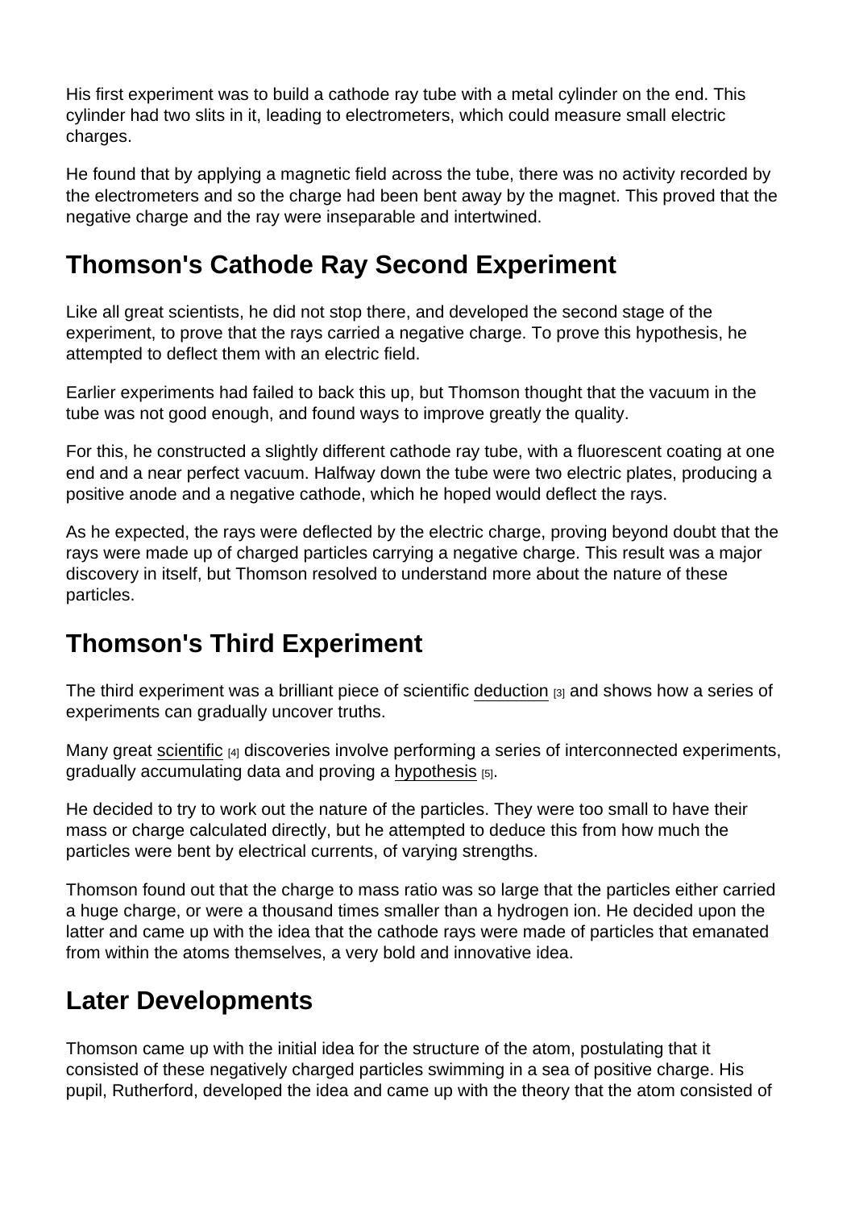His first experiment was to build a cathode ray tube with a metal cylinder on the end. This cylinder had two slits in it, leading to electrometers, which could measure small electric charges.

He found that by applying a magnetic field across the tube, there was no activity recorded by the electrometers and so the charge had been bent away by the magnet. This proved that the negative charge and the ray were inseparable and intertwined.

## Thomson's Cathode Ray Second Experiment

Like all great scientists, he did not stop there, and developed the second stage of the experiment, to prove that the rays carried a negative charge. To prove this hypothesis, he attempted to deflect them with an electric field.

Earlier experiments had failed to back this up, but Thomson thought that the vacuum in the tube was not good enough, and found ways to improve greatly the quality.

For this, he constructed a slightly different cathode ray tube, with a fluorescent coating at one end and a near perfect vacuum. Halfway down the tube were two electric plates, producing a positive anode and a negative cathode, which he hoped would deflect the rays.

As he expected, the rays were deflected by the electric charge, proving beyond doubt that the rays were made up of charged particles carrying a negative charge. This result was a major discovery in itself, but Thomson resolved to understand more about the nature of these particles.

## Thomson's Third Experiment

The third experiment was a brilliant piece of scientific deduction [3] and shows how a series of experiments can gradually uncover truths.

Many great scientific [4] discoveries involve performing a series of interconnected experiments, gradually accumulating data and proving a hypothesis [5].

He decided to try to work out the nature of the particles. They were too small to have their mass or charge calculated directly, but he attempted to deduce this from how much the particles were bent by electrical currents, of varying strengths.

Thomson found out that the charge to mass ratio was so large that the particles either carried a huge charge, or were a thousand times smaller than a hydrogen ion. He decided upon the latter and came up with the idea that the cathode rays were made of particles that emanated from within the atoms themselves, a very bold and innovative idea.

## Later Developments

Thomson came up with the initial idea for the structure of the atom, postulating that it consisted of these negatively charged particles swimming in a sea of positive charge. His pupil, Rutherford, developed the idea and came up with the theory that the atom consisted of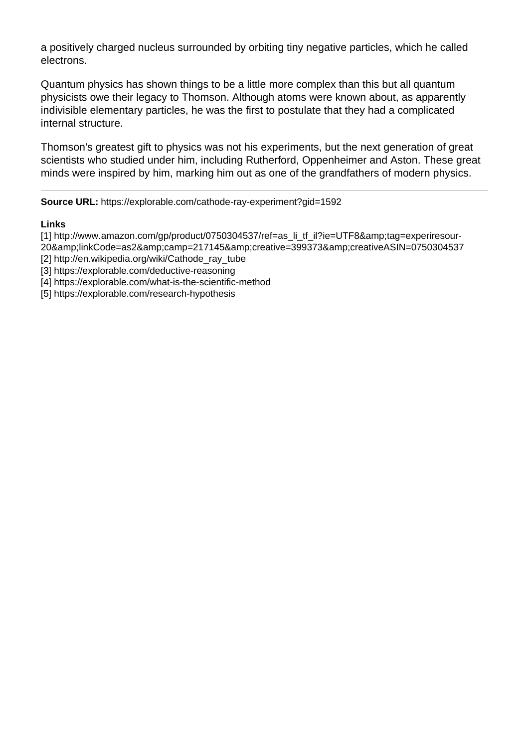a positively charged nucleus surrounded by orbiting tiny negative particles, which he called electrons.

Quantum physics has shown things to be a little more complex than this but all quantum physicists owe their legacy to Thomson. Although atoms were known about, as apparently indivisible elementary particles, he was the first to postulate that they had a complicated internal structure.

Thomson's greatest gift to physics was not his experiments, but the next generation of great scientists who studied under him, including Rutherford, Oppenheimer and Aston. These great minds were inspired by him, marking him out as one of the grandfathers of modern physics.

---

**Source URL:** https://explorable.com/cathode-ray-experiment?gid=1592

**Links**

[1] http://www.amazon.com/gp/product/0750304537/ref=as_li_tf_il?ie=UTF8&amp;tag=experiresour-20&amp;linkCode=as2&amp;camp=217145&amp;creative=399373&amp;creativeASIN=0750304537
[2] http://en.wikipedia.org/wiki/Cathode_ray_tube
[3] https://explorable.com/deductive-reasoning
[4] https://explorable.com/what-is-the-scientific-method
[5] https://explorable.com/research-hypothesis